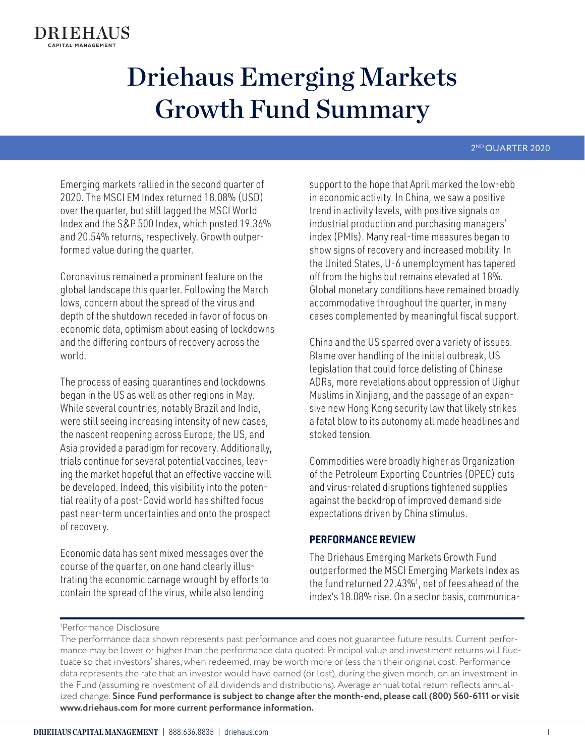# Driehaus Emerging Markets Growth Fund Summary

2ND QUARTER 2020

Emerging markets rallied in the second quarter of 2020. The MSCI EM Index returned 18.08% (USD) over the quarter, but still lagged the MSCI World Index and the S&P 500 Index, which posted 19.36% and 20.54% returns, respectively. Growth outperformed value during the quarter.

Coronavirus remained a prominent feature on the global landscape this quarter. Following the March lows, concern about the spread of the virus and depth of the shutdown receded in favor of focus on economic data, optimism about easing of lockdowns and the differing contours of recovery across the world.

The process of easing quarantines and lockdowns began in the US as well as other regions in May. While several countries, notably Brazil and India, were still seeing increasing intensity of new cases, the nascent reopening across Europe, the US, and Asia provided a paradigm for recovery. Additionally, trials continue for several potential vaccines, leaving the market hopeful that an effective vaccine will be developed. Indeed, this visibility into the potential reality of a post-Covid world has shifted focus past near-term uncertainties and onto the prospect of recovery.

Economic data has sent mixed messages over the course of the quarter, on one hand clearly illustrating the economic carnage wrought by efforts to contain the spread of the virus, while also lending support to the hope that April marked the low-ebb in economic activity. In China, we saw a positive trend in activity levels, with positive signals on industrial production and purchasing managers' index (PMIs). Many real-time measures began to show signs of recovery and increased mobility. In the United States, U-6 unemployment has tapered off from the highs but remains elevated at 18%. Global monetary conditions have remained broadly accommodative throughout the quarter, in many cases complemented by meaningful fiscal support.

China and the US sparred over a variety of issues. Blame over handling of the initial outbreak, US legislation that could force delisting of Chinese ADRs, more revelations about oppression of Uighur Muslims in Xinjiang, and the passage of an expansive new Hong Kong security law that likely strikes a fatal blow to its autonomy all made headlines and stoked tension.

Commodities were broadly higher as Organization of the Petroleum Exporting Countries (OPEC) cuts and virus-related disruptions tightened supplies against the backdrop of improved demand side expectations driven by China stimulus.

## PERFORMANCE REVIEW

The Driehaus Emerging Markets Growth Fund outperformed the MSCI Emerging Markets Index as the fund returned 22.43%[1], net of fees ahead of the index's 18.08% rise. On a sector basis, communica-

[1]Performance Disclosure

The performance data shown represents past performance and does not guarantee future results. Current performance may be lower or higher than the performance data quoted. Principal value and investment returns will fluctuate so that investors' shares, when redeemed, may be worth more or less than their original cost. Performance data represents the rate that an investor would have earned (or lost), during the given month, on an investment in the Fund (assuming reinvestment of all dividends and distributions). Average annual total return reflects annualized change. **Since Fund performance is subject to change after the month-end, please call (800) 560-6111 or visit www.driehaus.com for more current performance information.**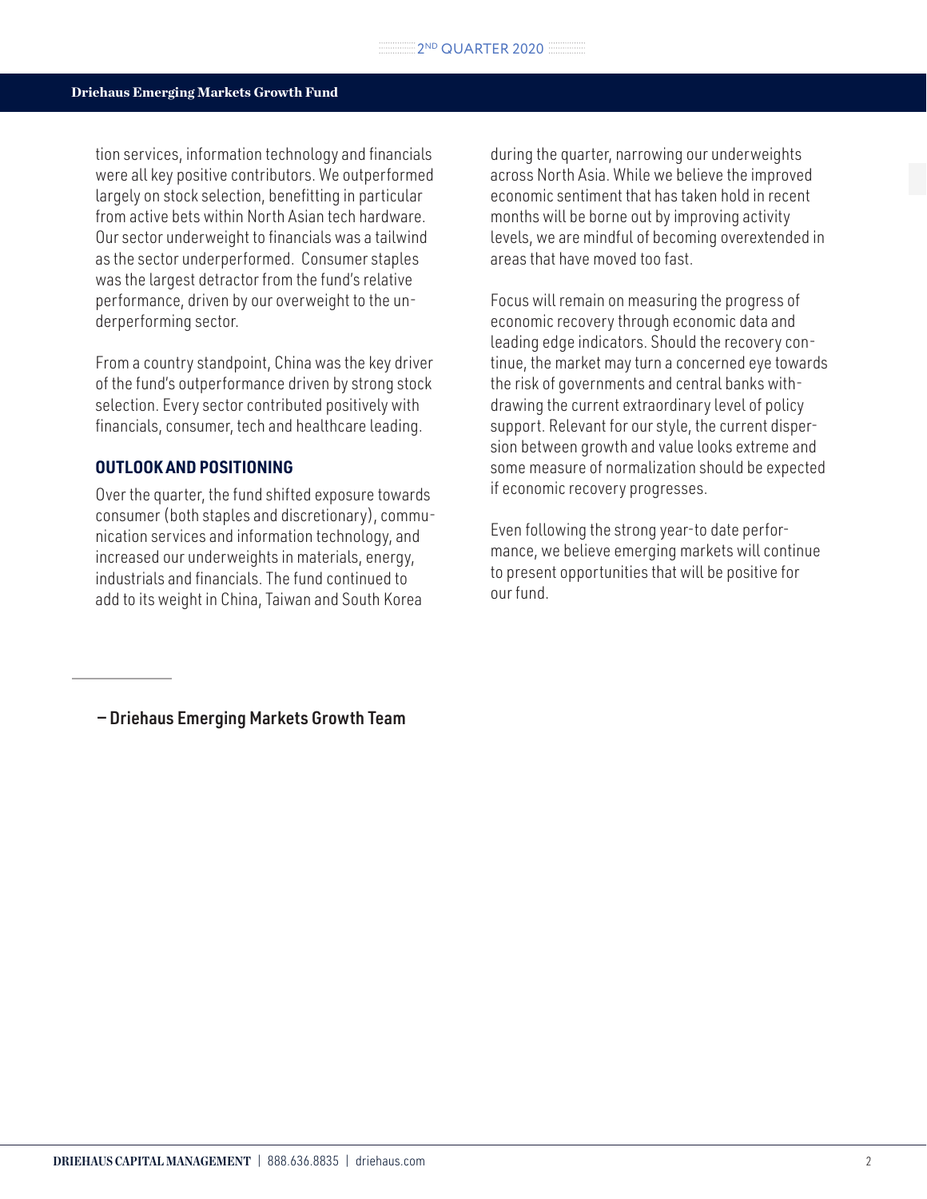tion services, information technology and financials were all key positive contributors. We outperformed largely on stock selection, benefitting in particular from active bets within North Asian tech hardware. Our sector underweight to financials was a tailwind as the sector underperformed. Consumer staples was the largest detractor from the fund's relative performance, driven by our overweight to the underperforming sector.

From a country standpoint, China was the key driver of the fund's outperformance driven by strong stock selection. Every sector contributed positively with financials, consumer, tech and healthcare leading.

### OUTLOOK AND POSITIONING

Over the quarter, the fund shifted exposure towards consumer (both staples and discretionary), communication services and information technology, and increased our underweights in materials, energy, industrials and financials. The fund continued to add to its weight in China, Taiwan and South Korea during the quarter, narrowing our underweights across North Asia. While we believe the improved economic sentiment that has taken hold in recent months will be borne out by improving activity levels, we are mindful of becoming overextended in areas that have moved too fast.

Focus will remain on measuring the progress of economic recovery through economic data and leading edge indicators. Should the recovery continue, the market may turn a concerned eye towards the risk of governments and central banks withdrawing the current extraordinary level of policy support. Relevant for our style, the current dispersion between growth and value looks extreme and some measure of normalization should be expected if economic recovery progresses.

Even following the strong year-to date performance, we believe emerging markets will continue to present opportunities that will be positive for our fund.

**– Driehaus Emerging Markets Growth Team**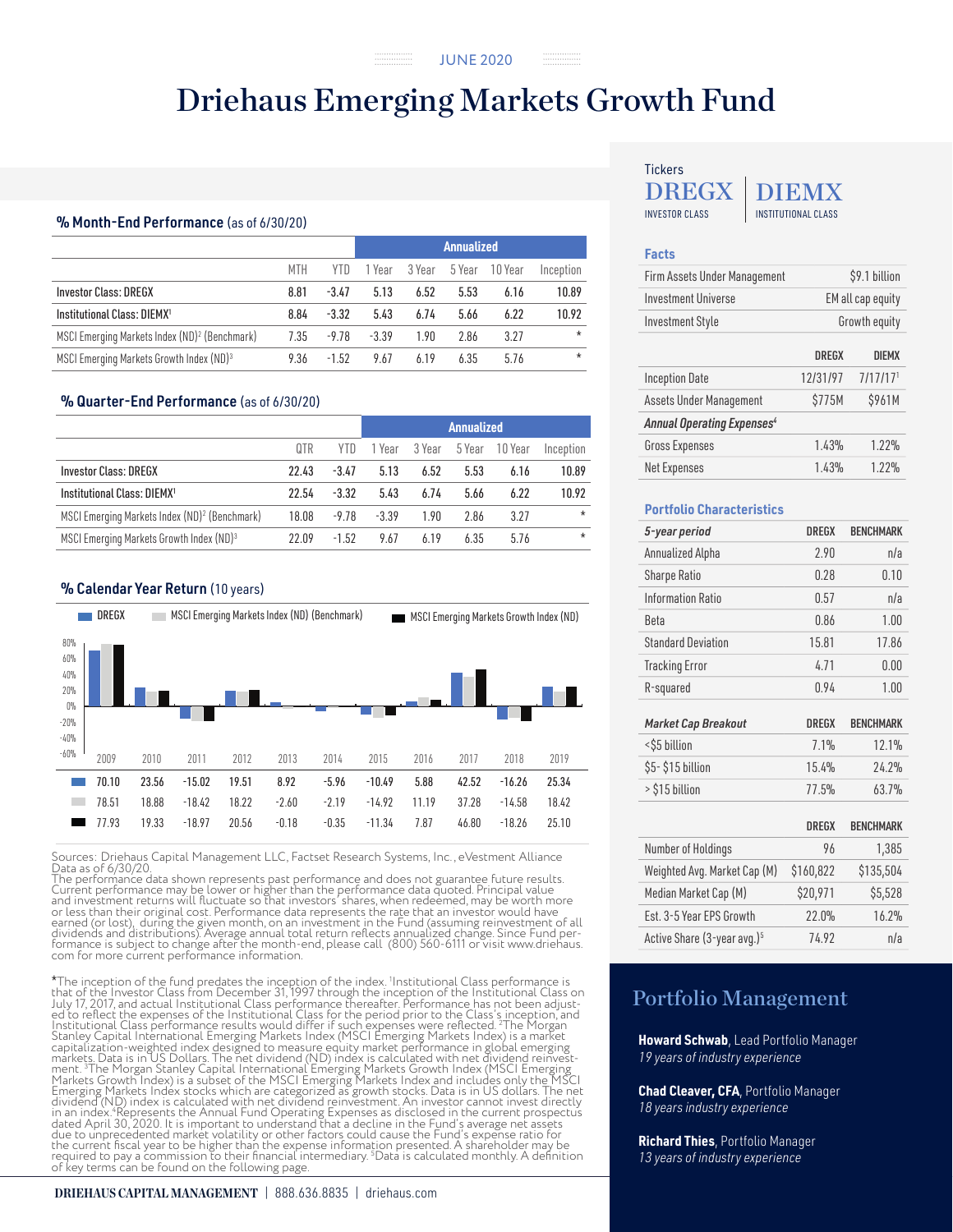JUNE 2020

# Driehaus Emerging Markets Growth Fund

Tickers

**DREGX** INVESTOR CLASS | **DIEMX** INSTITUTIONAL CLASS

## % Month-End Performance (as of 6/30/20)

| | | | Annualized | | | | |
|---|---|---|---|---|---|---|---|
| | MTH | YTD | 1 Year | 3 Year | 5 Year | 10 Year | Inception |
| Investor Class: DREGX | 8.81 | -3.47 | 5.13 | 6.52 | 5.53 | 6.16 | 10.89 |
| Institutional Class: DIEMX[1] | 8.84 | -3.32 | 5.43 | 6.74 | 5.66 | 6.22 | 10.92 |
| MSCI Emerging Markets Index (ND)[2] (Benchmark) | 7.35 | -9.78 | -3.39 | 1.90 | 2.86 | 3.27 | * |
| MSCI Emerging Markets Growth Index (ND)[3] | 9.36 | -1.52 | 9.67 | 6.19 | 6.35 | 5.76 | * |

## % Quarter-End Performance (as of 6/30/20)

| | | | Annualized | | | | |
|---|---|---|---|---|---|---|---|
| | QTR | YTD | 1 Year | 3 Year | 5 Year | 10 Year | Inception |
| Investor Class: DREGX | 22.43 | -3.47 | 5.13 | 6.52 | 5.53 | 6.16 | 10.89 |
| Institutional Class: DIEMX[1] | 22.54 | -3.32 | 5.43 | 6.74 | 5.66 | 6.22 | 10.92 |
| MSCI Emerging Markets Index (ND)[2] (Benchmark) | 18.08 | -9.78 | -3.39 | 1.90 | 2.86 | 3.27 | * |
| MSCI Emerging Markets Growth Index (ND)[3] | 22.09 | -1.52 | 9.67 | 6.19 | 6.35 | 5.76 | * |

## % Calendar Year Return (10 years)

| | 2009 | 2010 | 2011 | 2012 | 2013 | 2014 | 2015 | 2016 | 2017 | 2018 | 2019 |
|---|---|---|---|---|---|---|---|---|---|---|---|
| DREGX | 70.10 | 23.56 | -15.02 | 19.51 | 8.92 | -5.96 | -10.49 | 5.88 | 42.52 | -16.26 | 25.34 |
| MSCI Emerging Markets Index (ND) (Benchmark) | 78.51 | 18.88 | -18.42 | 18.22 | -2.60 | -2.19 | -14.92 | 11.19 | 37.28 | -14.58 | 18.42 |
| MSCI Emerging Markets Growth Index (ND) | 77.93 | 19.33 | -18.97 | 20.56 | -0.18 | -0.35 | -11.34 | 7.87 | 46.80 | -18.26 | 25.10 |

Sources: Driehaus Capital Management LLC, Factset Research Systems, Inc., eVestment Alliance Data as of 6/30/20.
The performance data shown represents past performance and does not guarantee future results. Current performance may be lower or higher than the performance data quoted. Principal value and investment returns will fluctuate so that investors' shares, when redeemed, may be worth more or less than their original cost. Performance data represents the rate that an investor would have earned (or lost), during the given month, on an investment in the Fund (assuming reinvestment of all dividends and distributions). Average annual total return reflects annualized change. Since Fund performance is subject to change after the month-end, please call (800) 560-6111 or visit www.driehaus.com for more current performance information.

*The inception of the fund predates the inception of the index. [1]Institutional Class performance is that of the Investor Class from December 31, 1997 through the inception of the Institutional Class on July 17, 2017, and actual Institutional Class performance thereafter. Performance has not been adjusted to reflect the expenses of the Institutional Class for the period prior to the Class's inception, and Institutional Class performance results would differ if such expenses were reflected. [2]The Morgan Stanley Capital International Emerging Markets Index (MSCI Emerging Markets Index) is a market capitalization-weighted index designed to measure equity market performance in global emerging markets. Data is in US Dollars. The net dividend (ND) index is calculated with net dividend reinvestment. [3]The Morgan Stanley Capital International Emerging Markets Growth Index (MSCI Emerging Markets Growth Index) is a subset of the MSCI Emerging Markets Index and includes only the MSCI Emerging Markets Index stocks which are categorized as growth stocks. Data is in US dollars. The net dividend (ND) index is calculated with net dividend reinvestment. An investor cannot invest directly in an index. [4]Represents the Annual Fund Operating Expenses as disclosed in the current prospectus dated April 30, 2020. It is important to understand that a decline in the Fund's average net assets due to unprecedented market volatility or other factors could cause the Fund's expense ratio for the current fiscal year to be higher than the expense information presented. A shareholder may be required to pay a commission to their financial intermediary. [5]Data is calculated monthly. A definition of key terms can be found on the following page.

## Facts

| | |
|---|---|
| Firm Assets Under Management | $9.1 billion |
| Investment Universe | EM all cap equity |
| Investment Style | Growth equity |

| | DREGX | DIEMX |
|---|---|---|
| Inception Date | 12/31/97 | 7/17/17[1] |
| Assets Under Management | $775M | $961M |
| *Annual Operating Expenses*[4] | | |
| Gross Expenses | 1.43% | 1.22% |
| Net Expenses | 1.43% | 1.22% |

## Portfolio Characteristics

| *5-year period* | DREGX | BENCHMARK |
|---|---|---|
| Annualized Alpha | 2.90 | n/a |
| Sharpe Ratio | 0.28 | 0.10 |
| Information Ratio | 0.57 | n/a |
| Beta | 0.86 | 1.00 |
| Standard Deviation | 15.81 | 17.86 |
| Tracking Error | 4.71 | 0.00 |
| R-squared | 0.94 | 1.00 |

| *Market Cap Breakout* | DREGX | BENCHMARK |
|---|---|---|
| <$5 billion | 7.1% | 12.1% |
| $5- $15 billion | 15.4% | 24.2% |
| > $15 billion | 77.5% | 63.7% |

| | DREGX | BENCHMARK |
|---|---|---|
| Number of Holdings | 96 | 1,385 |
| Weighted Avg. Market Cap (M) | $160,822 | $135,504 |
| Median Market Cap (M) | $20,971 | $5,528 |
| Est. 3-5 Year EPS Growth | 22.0% | 16.2% |
| Active Share (3-year avg.)[5] | 74.92 | n/a |

## Portfolio Management

**Howard Schwab**, Lead Portfolio Manager
*19 years of industry experience*

**Chad Cleaver, CFA**, Portfolio Manager
*18 years industry experience*

**Richard Thies**, Portfolio Manager
*13 years of industry experience*

DRIEHAUS CAPITAL MANAGEMENT | 888.636.8835 | driehaus.com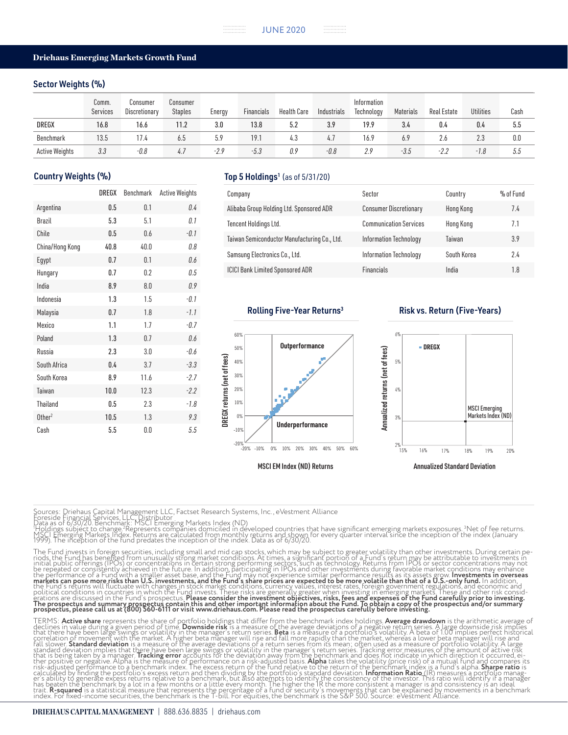## Driehaus Emerging Markets Growth Fund

### Sector Weights (%)

| | Comm. Services | Consumer Discretionary | Consumer Staples | Energy | Financials | Health Care | Industrials | Information Technology | Materials | Real Estate | Utilities | Cash |
|---|---|---|---|---|---|---|---|---|---|---|---|---|
| DREGX | 16.8 | 16.6 | 11.2 | 3.0 | 13.8 | 5.2 | 3.9 | 19.9 | 3.4 | 0.4 | 0.4 | 5.5 |
| Benchmark | 13.5 | 17.4 | 6.5 | 5.9 | 19.1 | 4.3 | 4.7 | 16.9 | 6.9 | 2.6 | 2.3 | 0.0 |
| Active Weights | *3.3* | *-0.8* | *4.7* | *-2.9* | *-5.3* | *0.9* | *-0.8* | *2.9* | *-3.5* | *-2.2* | *-1.8* | *5.5* |

### Country Weights (%)

| | DREGX | Benchmark | Active Weights |
|---|---|---|---|
| Argentina | 0.5 | 0.1 | *0.4* |
| Brazil | 5.3 | 5.1 | *0.1* |
| Chile | 0.5 | 0.6 | *-0.1* |
| China/Hong Kong | 40.8 | 40.0 | *0.8* |
| Egypt | 0.7 | 0.1 | *0.6* |
| Hungary | 0.7 | 0.2 | *0.5* |
| India | 8.9 | 8.0 | *0.9* |
| Indonesia | 1.3 | 1.5 | *-0.1* |
| Malaysia | 0.7 | 1.8 | *-1.1* |
| Mexico | 1.1 | 1.7 | *-0.7* |
| Poland | 1.3 | 0.7 | *0.6* |
| Russia | 2.3 | 3.0 | *-0.6* |
| South Africa | 0.4 | 3.7 | *-3.3* |
| South Korea | 8.9 | 11.6 | *-2.7* |
| Taiwan | 10.0 | 12.3 | *-2.2* |
| Thailand | 0.5 | 2.3 | *-1.8* |
| Other[2] | 10.5 | 1.3 | *9.3* |
| Cash | 5.5 | 0.0 | *5.5* |

### Top 5 Holdings[1] (as of 5/31/20)

| Company | Sector | Country | % of Fund |
|---|---|---|---|
| Alibaba Group Holding Ltd. Sponsored ADR | Consumer Discretionary | Hong Kong | 7.4 |
| Tencent Holdings Ltd. | Communication Services | Hong Kong | 7.1 |
| Taiwan Semiconductor Manufacturing Co., Ltd. | Information Technology | Taiwan | 3.9 |
| Samsung Electronics Co., Ltd. | Information Technology | South Korea | 2.4 |
| ICICI Bank Limited Sponsored ADR | Financials | India | 1.8 |

### Rolling Five-Year Returns[3]

### Risk vs. Return (Five-Years)

Sources: Driehaus Capital Management LLC, Factset Research Systems, Inc., eVestment Alliance
Foreside Financial Services, LLC, Distributor
Data as of 6/30/20. Benchmark: MSCI Emerging Markets Index (ND)
[1]Holdings subject to change. [2]Represents companies domiciled in developed countries that have significant emerging markets exposures. [3]Net of fee returns. MSCI Emerging Markets Index. Returns are calculated from monthly returns and shown for every quarter interval since the inception of the index (January 1999). The inception of the fund predates the inception of the index. Data as of 6/30/20.

The Fund invests in foreign securities, including small and mid cap stocks, which may be subject to greater volatility than other investments. During certain periods, the Fund has benefited from unusually strong market conditions. At times, a significant portion of a Fund's return may be attributable to investments in initial public offerings (IPOs) or concentrations in certain strong performing sectors, such as technology. Returns from IPOs or sector concentrations may not be repeated or consistently achieved in the future. In addition, participating in IPOs and other investments during favorable market conditions may enhance the performance of a Fund with a smaller asset base, and the Fund may not experience similar performance results as its assets grow. **Investments in overseas markets can pose more risks than U.S. investments, and the Fund's share prices are expected to be more volatile than that of a U.S.-only fund.** In addition, the Fund's returns will fluctuate with changes in stock market conditions, currency values, interest rates, foreign government regulations, and economic and political conditions in countries in which the Fund invests. These risks are generally greater when investing in emerging markets. These and other risk considerations are discussed in the Fund's prospectus. **Please consider the investment objectives, risks, fees and expenses of the Fund carefully prior to investing. The prospectus and summary prospectus contain this and other important information about the Fund. To obtain a copy of the prospectus and/or summary prospectus, please call us at (800) 560-6111 or visit www.driehaus.com. Please read the prospectus carefully before investing.**

TERMS: **Active share** represents the share of portfolio holdings that differ from the benchmark index holdings. **Average drawdown** is the arithmetic average of declines in value during a given period of time. **Downside risk** is a measure of the average deviations of a negative return series. A large downside risk implies that there have been large swings or volatility in the manager's return series. **Beta** is a measure of a portfolio's volatility. A beta of 1.00 implies perfect historical correlation of movement with the market. A higher beta manager will rise and fall more rapidly than the market, whereas a lower beta manager will rise and fall slower. **Standard deviation** is a measure of the average deviations of a return series from its mean; often used as a measure of portfolio volatility. A large standard deviation implies that there have been large swings or volatility in the manager's return series. Tracking error measures of the amount of active risk that is being taken by a manager. **Tracking error** accounts for the deviation away from the benchmark and does not indicate in which direction it occurred, either positive or negative. Alpha is the measure of performance on a risk-adjusted basis. **Alpha** takes the volatility (price risk) of a mutual fund and compares its risk-adjusted performance to a benchmark index. The excess return of the fund relative to the return of the benchmark index is a fund's alpha. **Sharpe ratio** is calculated by finding the portfolio's excess return and then dividing by the portfolio's standard deviation. **Information Ratio** (IR) measures a portfolio manager's ability to generate excess returns relative to a benchmark, but also attempts to identify the consistency of the investor. This ratio will identify if a manager has beaten the benchmark by a lot in a few months or a little every month. The higher the IR the more consistent a manager is and consistency is an ideal trait. **R-squared** is a statistical measure that represents the percentage of a fund or security's movements that can be explained by movements in a benchmark index. For fixed-income securities, the benchmark is the T-bill. For equities, the benchmark is the S&P 500. Source: eVestment Alliance.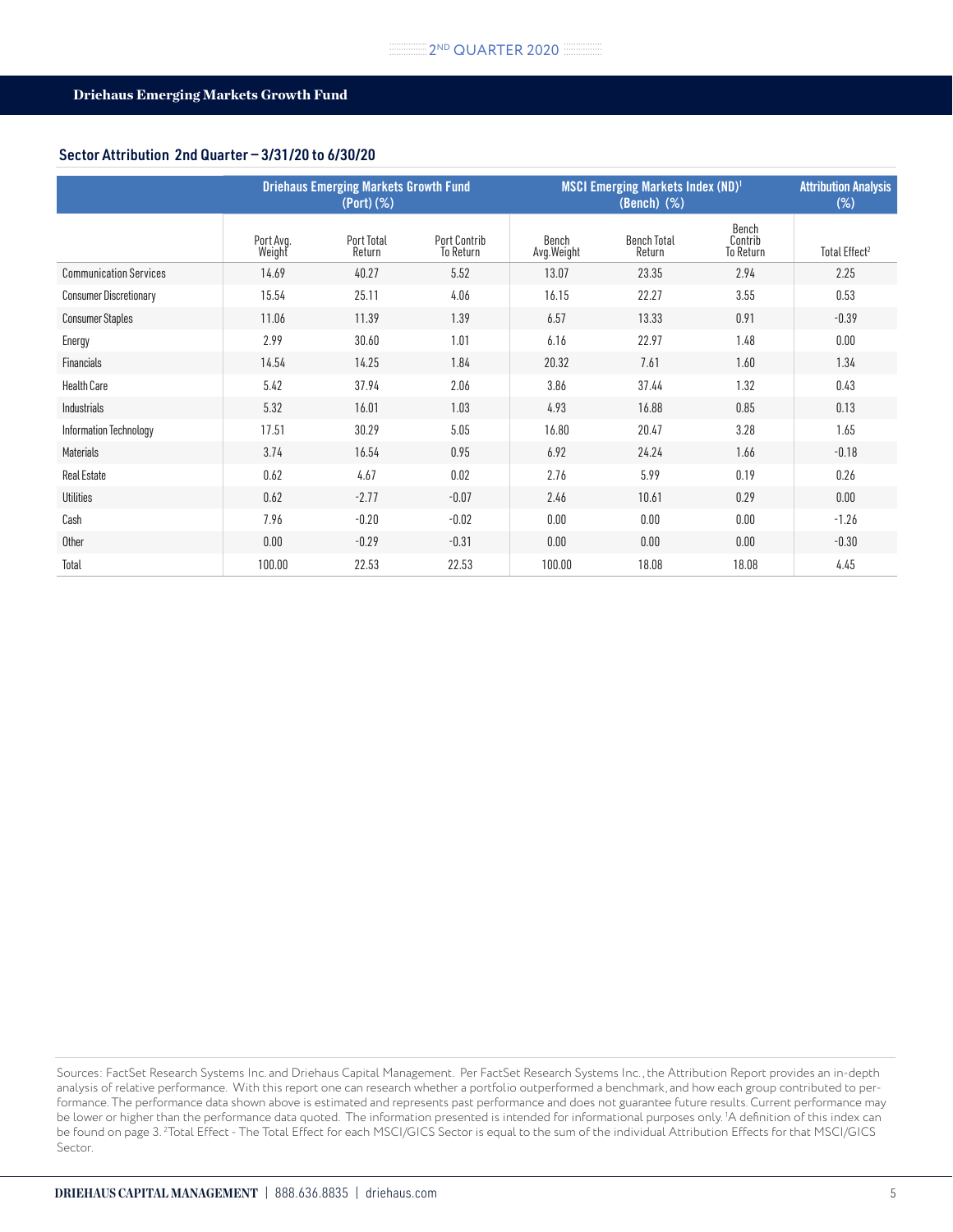**Driehaus Emerging Markets Growth Fund**

## Sector Attribution 2nd Quarter – 3/31/20 to 6/30/20

| | Driehaus Emerging Markets Growth Fund (Port) (%) | | | MSCI Emerging Markets Index (ND)[1] (Bench) (%) | | | Attribution Analysis (%) |
|---|---|---|---|---|---|---|---|
| | Port Avg. Weight | Port Total Return | Port Contrib To Return | Bench Avg.Weight | Bench Total Return | Bench Contrib To Return | Total Effect[2] |
| Communication Services | 14.69 | 40.27 | 5.52 | 13.07 | 23.35 | 2.94 | 2.25 |
| Consumer Discretionary | 15.54 | 25.11 | 4.06 | 16.15 | 22.27 | 3.55 | 0.53 |
| Consumer Staples | 11.06 | 11.39 | 1.39 | 6.57 | 13.33 | 0.91 | -0.39 |
| Energy | 2.99 | 30.60 | 1.01 | 6.16 | 22.97 | 1.48 | 0.00 |
| Financials | 14.54 | 14.25 | 1.84 | 20.32 | 7.61 | 1.60 | 1.34 |
| Health Care | 5.42 | 37.94 | 2.06 | 3.86 | 37.44 | 1.32 | 0.43 |
| Industrials | 5.32 | 16.01 | 1.03 | 4.93 | 16.88 | 0.85 | 0.13 |
| Information Technology | 17.51 | 30.29 | 5.05 | 16.80 | 20.47 | 3.28 | 1.65 |
| Materials | 3.74 | 16.54 | 0.95 | 6.92 | 24.24 | 1.66 | -0.18 |
| Real Estate | 0.62 | 4.67 | 0.02 | 2.76 | 5.99 | 0.19 | 0.26 |
| Utilities | 0.62 | -2.77 | -0.07 | 2.46 | 10.61 | 0.29 | 0.00 |
| Cash | 7.96 | -0.20 | -0.02 | 0.00 | 0.00 | 0.00 | -1.26 |
| Other | 0.00 | -0.29 | -0.31 | 0.00 | 0.00 | 0.00 | -0.30 |
| Total | 100.00 | 22.53 | 22.53 | 100.00 | 18.08 | 18.08 | 4.45 |

Sources: FactSet Research Systems Inc. and Driehaus Capital Management. Per FactSet Research Systems Inc., the Attribution Report provides an in-depth analysis of relative performance. With this report one can research whether a portfolio outperformed a benchmark, and how each group contributed to performance. The performance data shown above is estimated and represents past performance and does not guarantee future results. Current performance may be lower or higher than the performance data quoted. The information presented is intended for informational purposes only. [1]A definition of this index can be found on page 3. [2]Total Effect - The Total Effect for each MSCI/GICS Sector is equal to the sum of the individual Attribution Effects for that MSCI/GICS Sector.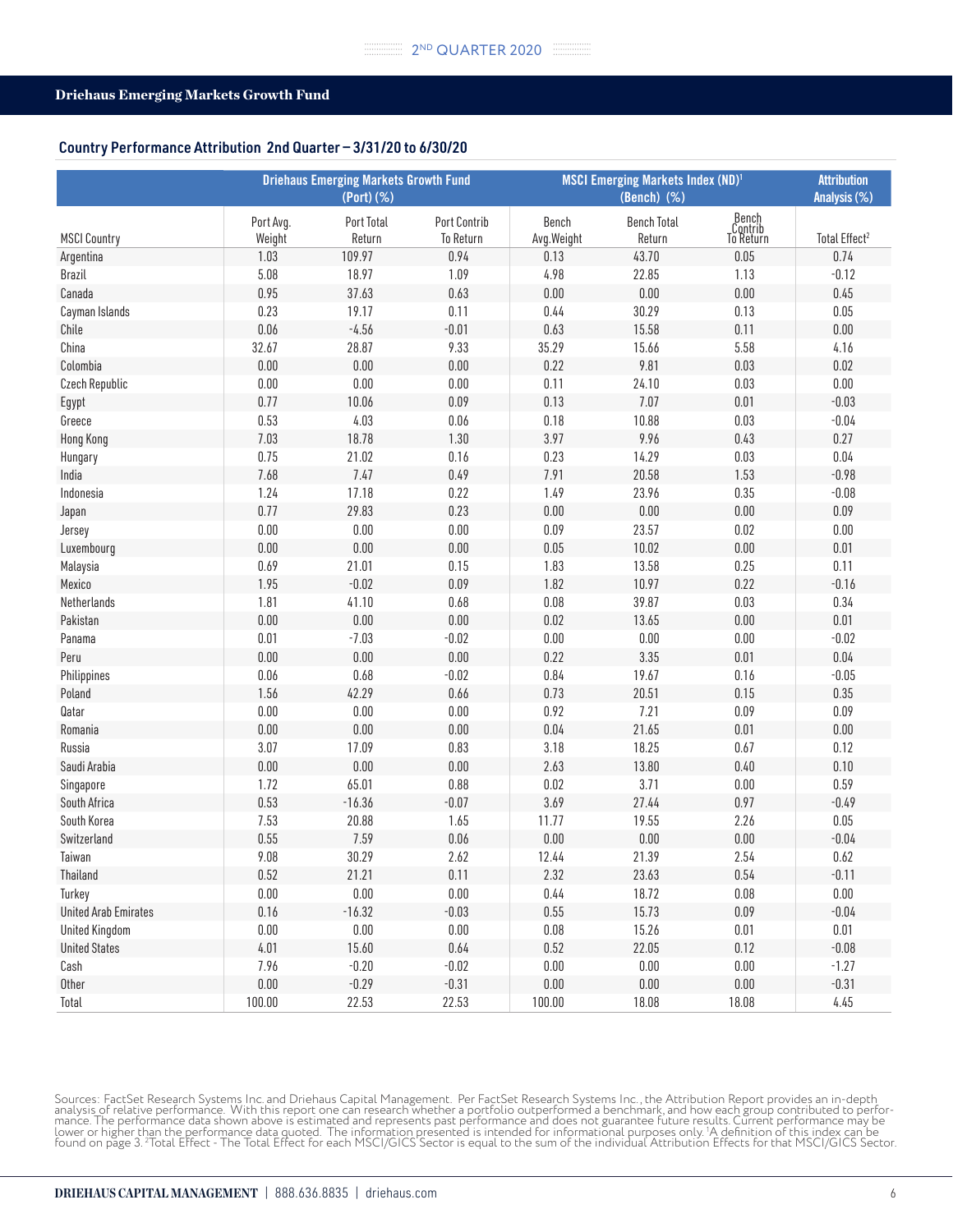## Driehaus Emerging Markets Growth Fund

### Country Performance Attribution 2nd Quarter – 3/31/20 to 6/30/20

| | Driehaus Emerging Markets Growth Fund (Port) (%) | | | MSCI Emerging Markets Index (ND)[1] (Bench) (%) | | | Attribution Analysis (%) |
|---|---|---|---|---|---|---|---|
| MSCI Country | Port Avg. Weight | Port Total Return | Port Contrib To Return | Bench Avg.Weight | Bench Total Return | Bench Contrib To Return | Total Effect[2] |
| Argentina | 1.03 | 109.97 | 0.94 | 0.13 | 43.70 | 0.05 | 0.74 |
| Brazil | 5.08 | 18.97 | 1.09 | 4.98 | 22.85 | 1.13 | -0.12 |
| Canada | 0.95 | 37.63 | 0.63 | 0.00 | 0.00 | 0.00 | 0.45 |
| Cayman Islands | 0.23 | 19.17 | 0.11 | 0.44 | 30.29 | 0.13 | 0.05 |
| Chile | 0.06 | -4.56 | -0.01 | 0.63 | 15.58 | 0.11 | 0.00 |
| China | 32.67 | 28.87 | 9.33 | 35.29 | 15.66 | 5.58 | 4.16 |
| Colombia | 0.00 | 0.00 | 0.00 | 0.22 | 9.81 | 0.03 | 0.02 |
| Czech Republic | 0.00 | 0.00 | 0.00 | 0.11 | 24.10 | 0.03 | 0.00 |
| Egypt | 0.77 | 10.06 | 0.09 | 0.13 | 7.07 | 0.01 | -0.03 |
| Greece | 0.53 | 4.03 | 0.06 | 0.18 | 10.88 | 0.03 | -0.04 |
| Hong Kong | 7.03 | 18.78 | 1.30 | 3.97 | 9.96 | 0.43 | 0.27 |
| Hungary | 0.75 | 21.02 | 0.16 | 0.23 | 14.29 | 0.03 | 0.04 |
| India | 7.68 | 7.47 | 0.49 | 7.91 | 20.58 | 1.53 | -0.98 |
| Indonesia | 1.24 | 17.18 | 0.22 | 1.49 | 23.96 | 0.35 | -0.08 |
| Japan | 0.77 | 29.83 | 0.23 | 0.00 | 0.00 | 0.00 | 0.09 |
| Jersey | 0.00 | 0.00 | 0.00 | 0.09 | 23.57 | 0.02 | 0.00 |
| Luxembourg | 0.00 | 0.00 | 0.00 | 0.05 | 10.02 | 0.00 | 0.01 |
| Malaysia | 0.69 | 21.01 | 0.15 | 1.83 | 13.58 | 0.25 | 0.11 |
| Mexico | 1.95 | -0.02 | 0.09 | 1.82 | 10.97 | 0.22 | -0.16 |
| Netherlands | 1.81 | 41.10 | 0.68 | 0.08 | 39.87 | 0.03 | 0.34 |
| Pakistan | 0.00 | 0.00 | 0.00 | 0.02 | 13.65 | 0.00 | 0.01 |
| Panama | 0.01 | -7.03 | -0.02 | 0.00 | 0.00 | 0.00 | -0.02 |
| Peru | 0.00 | 0.00 | 0.00 | 0.22 | 3.35 | 0.01 | 0.04 |
| Philippines | 0.06 | 0.68 | -0.02 | 0.84 | 19.67 | 0.16 | -0.05 |
| Poland | 1.56 | 42.29 | 0.66 | 0.73 | 20.51 | 0.15 | 0.35 |
| Qatar | 0.00 | 0.00 | 0.00 | 0.92 | 7.21 | 0.09 | 0.09 |
| Romania | 0.00 | 0.00 | 0.00 | 0.04 | 21.65 | 0.01 | 0.00 |
| Russia | 3.07 | 17.09 | 0.83 | 3.18 | 18.25 | 0.67 | 0.12 |
| Saudi Arabia | 0.00 | 0.00 | 0.00 | 2.63 | 13.80 | 0.40 | 0.10 |
| Singapore | 1.72 | 65.01 | 0.88 | 0.02 | 3.71 | 0.00 | 0.59 |
| South Africa | 0.53 | -16.36 | -0.07 | 3.69 | 27.44 | 0.97 | -0.49 |
| South Korea | 7.53 | 20.88 | 1.65 | 11.77 | 19.55 | 2.26 | 0.05 |
| Switzerland | 0.55 | 7.59 | 0.06 | 0.00 | 0.00 | 0.00 | -0.04 |
| Taiwan | 9.08 | 30.29 | 2.62 | 12.44 | 21.39 | 2.54 | 0.62 |
| Thailand | 0.52 | 21.21 | 0.11 | 2.32 | 23.63 | 0.54 | -0.11 |
| Turkey | 0.00 | 0.00 | 0.00 | 0.44 | 18.72 | 0.08 | 0.00 |
| United Arab Emirates | 0.16 | -16.32 | -0.03 | 0.55 | 15.73 | 0.09 | -0.04 |
| United Kingdom | 0.00 | 0.00 | 0.00 | 0.08 | 15.26 | 0.01 | 0.01 |
| United States | 4.01 | 15.60 | 0.64 | 0.52 | 22.05 | 0.12 | -0.08 |
| Cash | 7.96 | -0.20 | -0.02 | 0.00 | 0.00 | 0.00 | -1.27 |
| Other | 0.00 | -0.29 | -0.31 | 0.00 | 0.00 | 0.00 | -0.31 |
| Total | 100.00 | 22.53 | 22.53 | 100.00 | 18.08 | 18.08 | 4.45 |

Sources: FactSet Research Systems Inc. and Driehaus Capital Management. Per FactSet Research Systems Inc., the Attribution Report provides an in-depth analysis of relative performance. With this report one can research whether a portfolio outperformed a benchmark, and how each group contributed to performance. The performance data shown above is estimated and represents past performance and does not guarantee future results. Current performance may be lower or higher than the performance data quoted. The information presented is intended for informational purposes only. [1]A definition of this index can be found on page 3. [2]Total Effect - The Total Effect for each MSCI/GICS Sector is equal to the sum of the individual Attribution Effects for that MSCI/GICS Sector.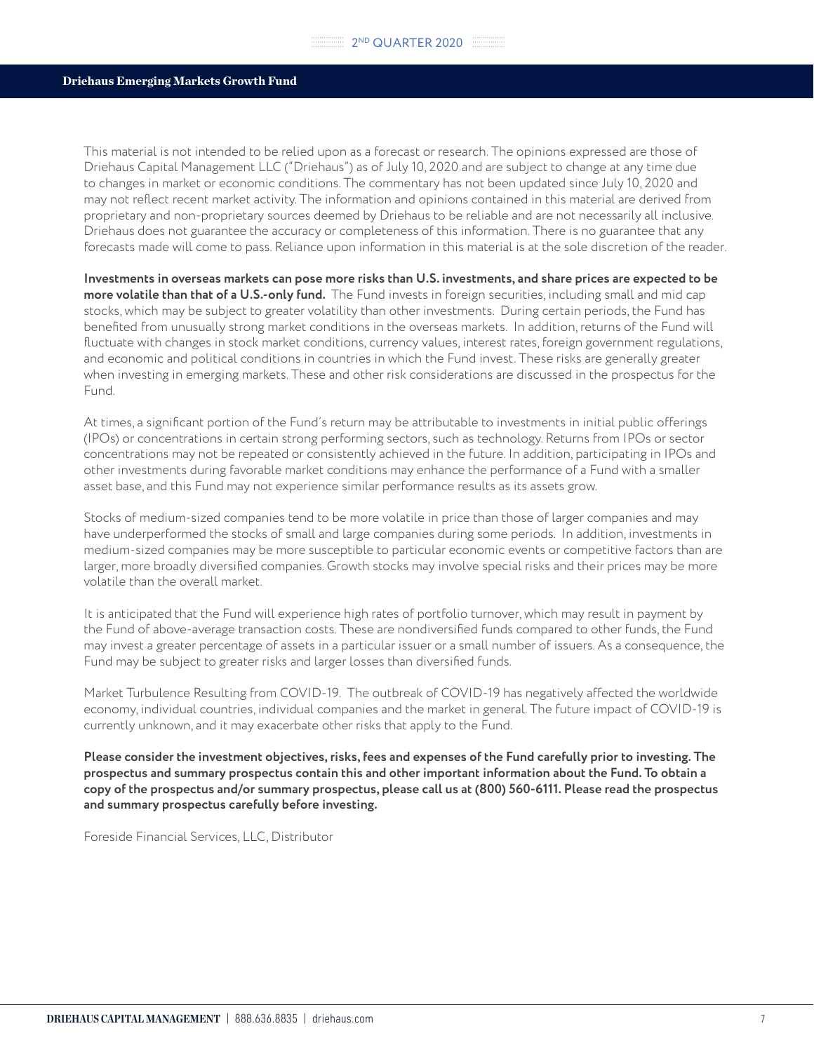This material is not intended to be relied upon as a forecast or research. The opinions expressed are those of Driehaus Capital Management LLC ("Driehaus") as of July 10, 2020 and are subject to change at any time due to changes in market or economic conditions. The commentary has not been updated since July 10, 2020 and may not reflect recent market activity. The information and opinions contained in this material are derived from proprietary and non-proprietary sources deemed by Driehaus to be reliable and are not necessarily all inclusive. Driehaus does not guarantee the accuracy or completeness of this information. There is no guarantee that any forecasts made will come to pass. Reliance upon information in this material is at the sole discretion of the reader.

**Investments in overseas markets can pose more risks than U.S. investments, and share prices are expected to be more volatile than that of a U.S.-only fund.** The Fund invests in foreign securities, including small and mid cap stocks, which may be subject to greater volatility than other investments. During certain periods, the Fund has benefited from unusually strong market conditions in the overseas markets. In addition, returns of the Fund will fluctuate with changes in stock market conditions, currency values, interest rates, foreign government regulations, and economic and political conditions in countries in which the Fund invest. These risks are generally greater when investing in emerging markets. These and other risk considerations are discussed in the prospectus for the Fund.

At times, a significant portion of the Fund's return may be attributable to investments in initial public offerings (IPOs) or concentrations in certain strong performing sectors, such as technology. Returns from IPOs or sector concentrations may not be repeated or consistently achieved in the future. In addition, participating in IPOs and other investments during favorable market conditions may enhance the performance of a Fund with a smaller asset base, and this Fund may not experience similar performance results as its assets grow.

Stocks of medium-sized companies tend to be more volatile in price than those of larger companies and may have underperformed the stocks of small and large companies during some periods. In addition, investments in medium-sized companies may be more susceptible to particular economic events or competitive factors than are larger, more broadly diversified companies. Growth stocks may involve special risks and their prices may be more volatile than the overall market.

It is anticipated that the Fund will experience high rates of portfolio turnover, which may result in payment by the Fund of above-average transaction costs. These are nondiversified funds compared to other funds, the Fund may invest a greater percentage of assets in a particular issuer or a small number of issuers. As a consequence, the Fund may be subject to greater risks and larger losses than diversified funds.

Market Turbulence Resulting from COVID-19. The outbreak of COVID-19 has negatively affected the worldwide economy, individual countries, individual companies and the market in general. The future impact of COVID-19 is currently unknown, and it may exacerbate other risks that apply to the Fund.

**Please consider the investment objectives, risks, fees and expenses of the Fund carefully prior to investing. The prospectus and summary prospectus contain this and other important information about the Fund. To obtain a copy of the prospectus and/or summary prospectus, please call us at (800) 560-6111. Please read the prospectus and summary prospectus carefully before investing.**

Foreside Financial Services, LLC, Distributor